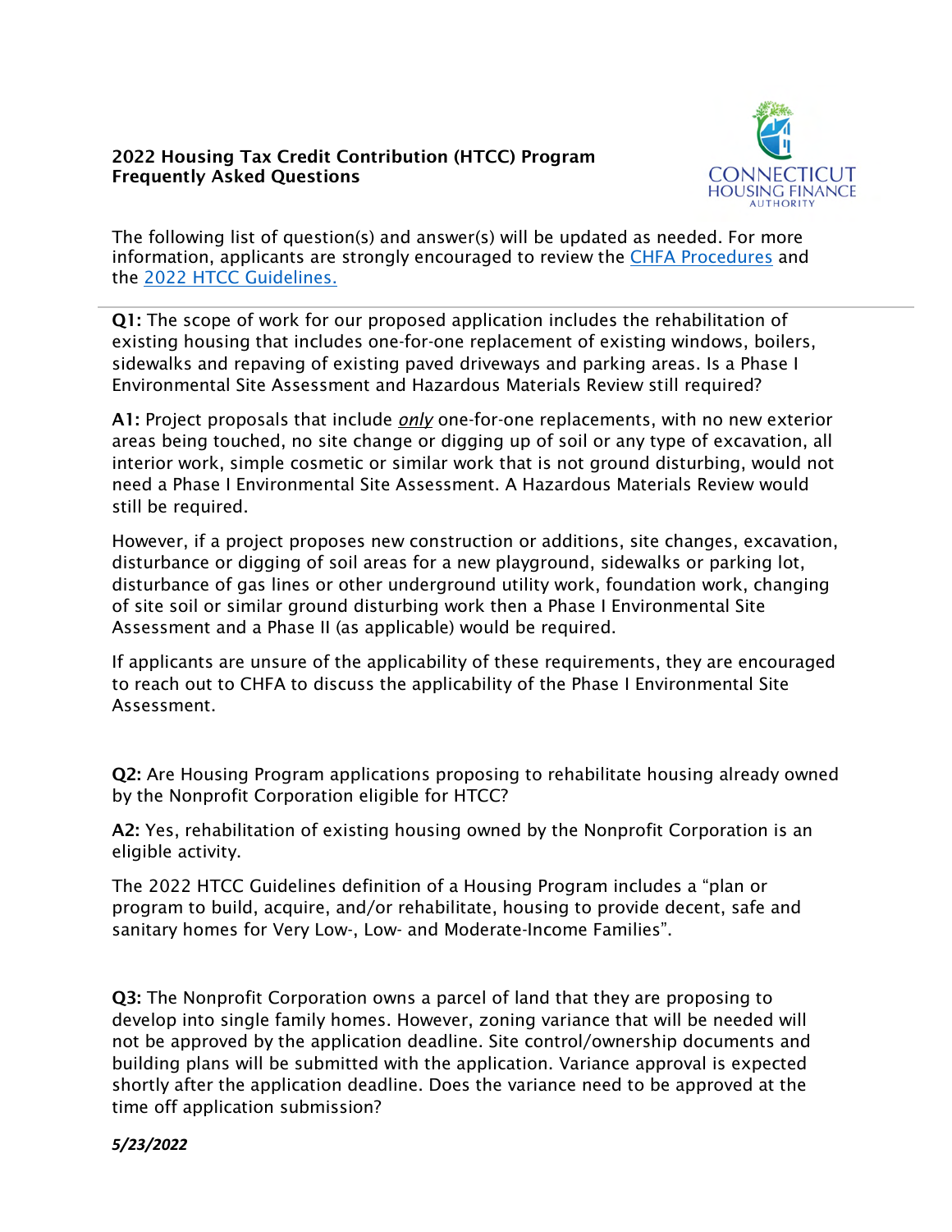# 2022 Housing Tax Credit Contribution (HTCC) Program Frequently Asked Questions

The following list of question(s) and answer(s) will be updated as needed. For more information, applicants are strongly encouraged to review the [CHFA Procedures] and the [2022 HTCC Guidelines.]

---

**Q1:** The scope of work for our proposed application includes the rehabilitation of existing housing that includes one-for-one replacement of existing windows, boilers, sidewalks and repaving of existing paved driveways and parking areas. Is a Phase I Environmental Site Assessment and Hazardous Materials Review still required?

**A1:** Project proposals that include ***only*** one-for-one replacements, with no new exterior areas being touched, no site change or digging up of soil or any type of excavation, all interior work, simple cosmetic or similar work that is not ground disturbing, would not need a Phase I Environmental Site Assessment. A Hazardous Materials Review would still be required.

However, if a project proposes new construction or additions, site changes, excavation, disturbance or digging of soil areas for a new playground, sidewalks or parking lot, disturbance of gas lines or other underground utility work, foundation work, changing of site soil or similar ground disturbing work then a Phase I Environmental Site Assessment and a Phase II (as applicable) would be required.

If applicants are unsure of the applicability of these requirements, they are encouraged to reach out to CHFA to discuss the applicability of the Phase I Environmental Site Assessment.

**Q2:** Are Housing Program applications proposing to rehabilitate housing already owned by the Nonprofit Corporation eligible for HTCC?

**A2:** Yes, rehabilitation of existing housing owned by the Nonprofit Corporation is an eligible activity.

The 2022 HTCC Guidelines definition of a Housing Program includes a "plan or program to build, acquire, and/or rehabilitate, housing to provide decent, safe and sanitary homes for Very Low-, Low- and Moderate-Income Families".

**Q3:** The Nonprofit Corporation owns a parcel of land that they are proposing to develop into single family homes. However, zoning variance that will be needed will not be approved by the application deadline. Site control/ownership documents and building plans will be submitted with the application. Variance approval is expected shortly after the application deadline. Does the variance need to be approved at the time off application submission?

*5/23/2022*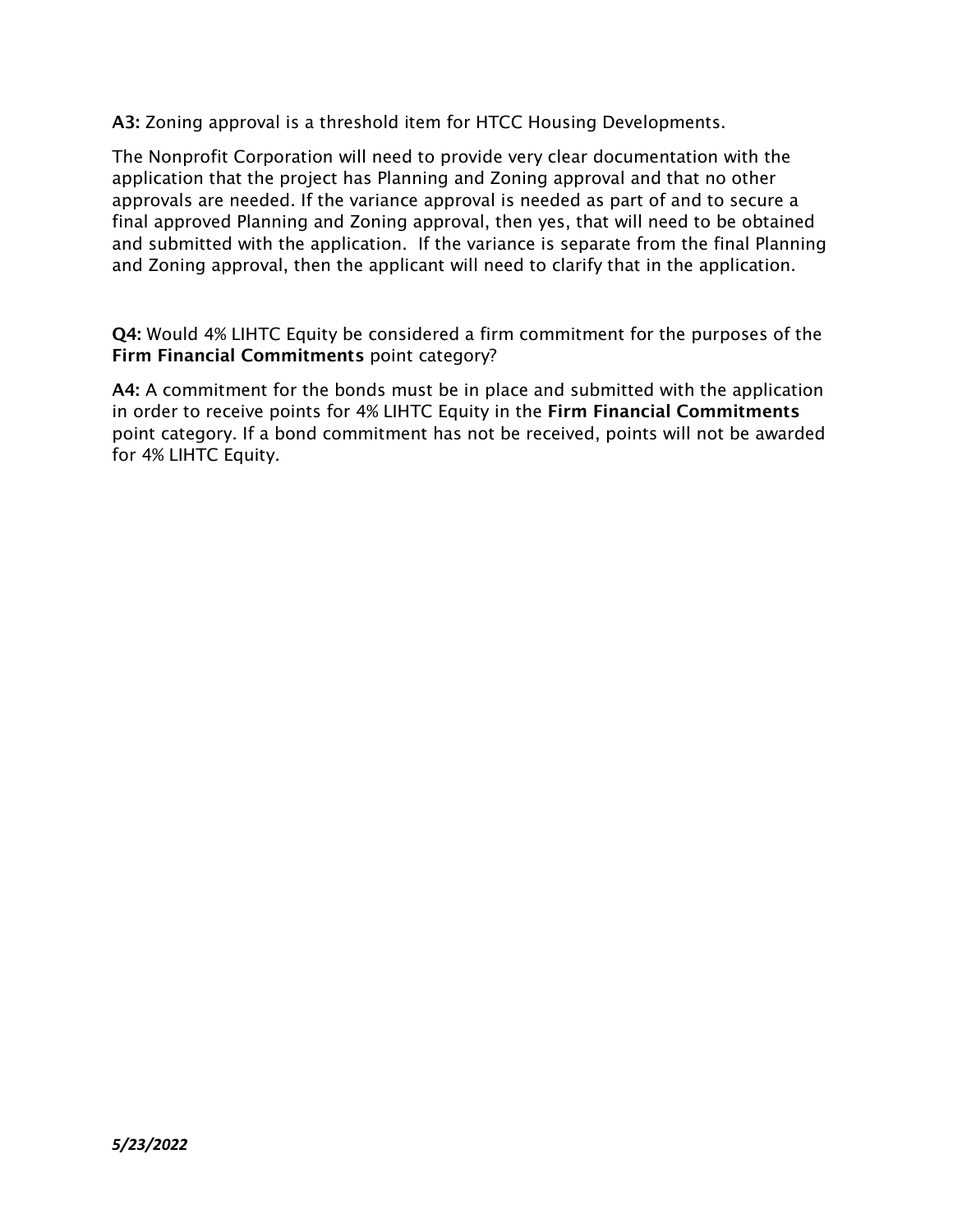**A3:** Zoning approval is a threshold item for HTCC Housing Developments.

The Nonprofit Corporation will need to provide very clear documentation with the application that the project has Planning and Zoning approval and that no other approvals are needed. If the variance approval is needed as part of and to secure a final approved Planning and Zoning approval, then yes, that will need to be obtained and submitted with the application. If the variance is separate from the final Planning and Zoning approval, then the applicant will need to clarify that in the application.

**Q4:** Would 4% LIHTC Equity be considered a firm commitment for the purposes of the **Firm Financial Commitments** point category?

**A4:** A commitment for the bonds must be in place and submitted with the application in order to receive points for 4% LIHTC Equity in the **Firm Financial Commitments** point category. If a bond commitment has not be received, points will not be awarded for 4% LIHTC Equity.

***5/23/2022***